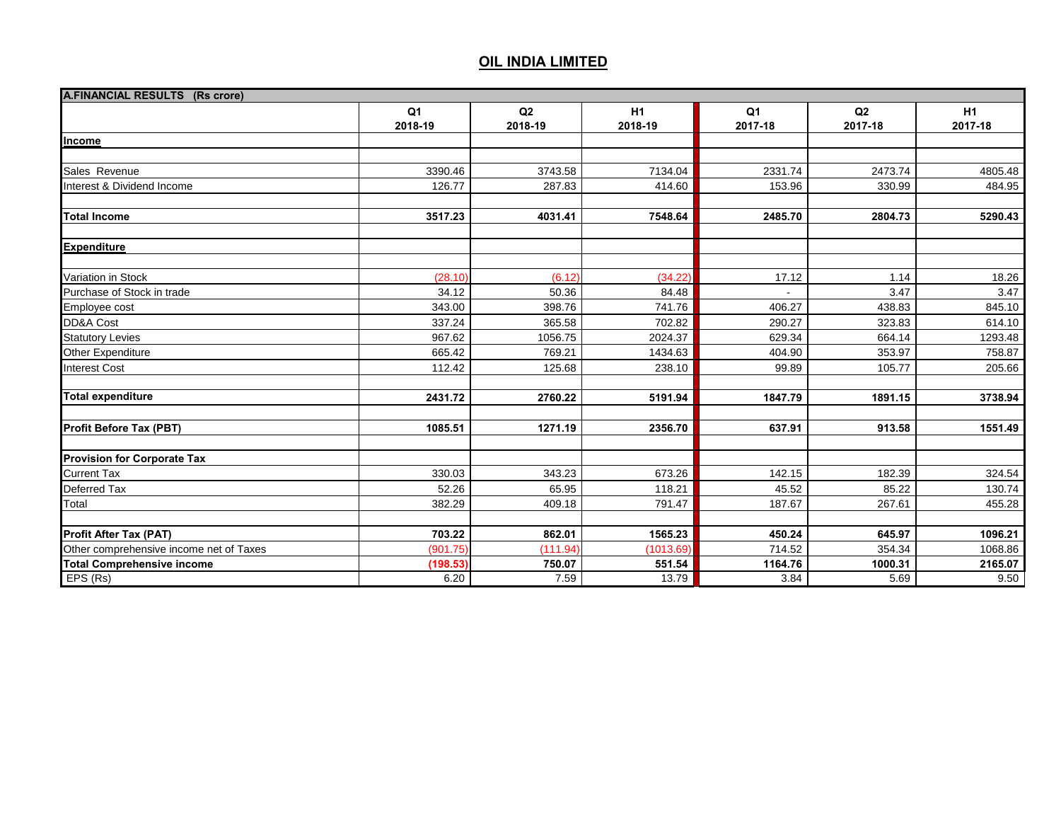# OIL INDIA LIMITED

| A.FINANCIAL RESULTS (Rs crore) | | | | | | |
|---|---|---|---|---|---|---|
| | Q1 2018-19 | Q2 2018-19 | H1 2018-19 | Q1 2017-18 | Q2 2017-18 | H1 2017-18 |
| **Income** | | | | | | |
| Sales Revenue | 3390.46 | 3743.58 | 7134.04 | 2331.74 | 2473.74 | 4805.48 |
| Interest & Dividend Income | 126.77 | 287.83 | 414.60 | 153.96 | 330.99 | 484.95 |
| **Total Income** | **3517.23** | **4031.41** | **7548.64** | **2485.70** | **2804.73** | **5290.43** |
| **Expenditure** | | | | | | |
| Variation in Stock | (28.10) | (6.12) | (34.22) | 17.12 | 1.14 | 18.26 |
| Purchase of Stock in trade | 34.12 | 50.36 | 84.48 | - | 3.47 | 3.47 |
| Employee cost | 343.00 | 398.76 | 741.76 | 406.27 | 438.83 | 845.10 |
| DD&A Cost | 337.24 | 365.58 | 702.82 | 290.27 | 323.83 | 614.10 |
| Statutory Levies | 967.62 | 1056.75 | 2024.37 | 629.34 | 664.14 | 1293.48 |
| Other Expenditure | 665.42 | 769.21 | 1434.63 | 404.90 | 353.97 | 758.87 |
| Interest Cost | 112.42 | 125.68 | 238.10 | 99.89 | 105.77 | 205.66 |
| **Total expenditure** | **2431.72** | **2760.22** | **5191.94** | **1847.79** | **1891.15** | **3738.94** |
| **Profit Before Tax (PBT)** | **1085.51** | **1271.19** | **2356.70** | **637.91** | **913.58** | **1551.49** |
| **Provision for Corporate Tax** | | | | | | |
| Current Tax | 330.03 | 343.23 | 673.26 | 142.15 | 182.39 | 324.54 |
| Deferred Tax | 52.26 | 65.95 | 118.21 | 45.52 | 85.22 | 130.74 |
| Total | 382.29 | 409.18 | 791.47 | 187.67 | 267.61 | 455.28 |
| **Profit After Tax (PAT)** | **703.22** | **862.01** | **1565.23** | **450.24** | **645.97** | **1096.21** |
| Other comprehensive income net of Taxes | (901.75) | (111.94) | (1013.69) | 714.52 | 354.34 | 1068.86 |
| **Total Comprehensive income** | **(198.53)** | **750.07** | **551.54** | **1164.76** | **1000.31** | **2165.07** |
| EPS (Rs) | 6.20 | 7.59 | 13.79 | 3.84 | 5.69 | 9.50 |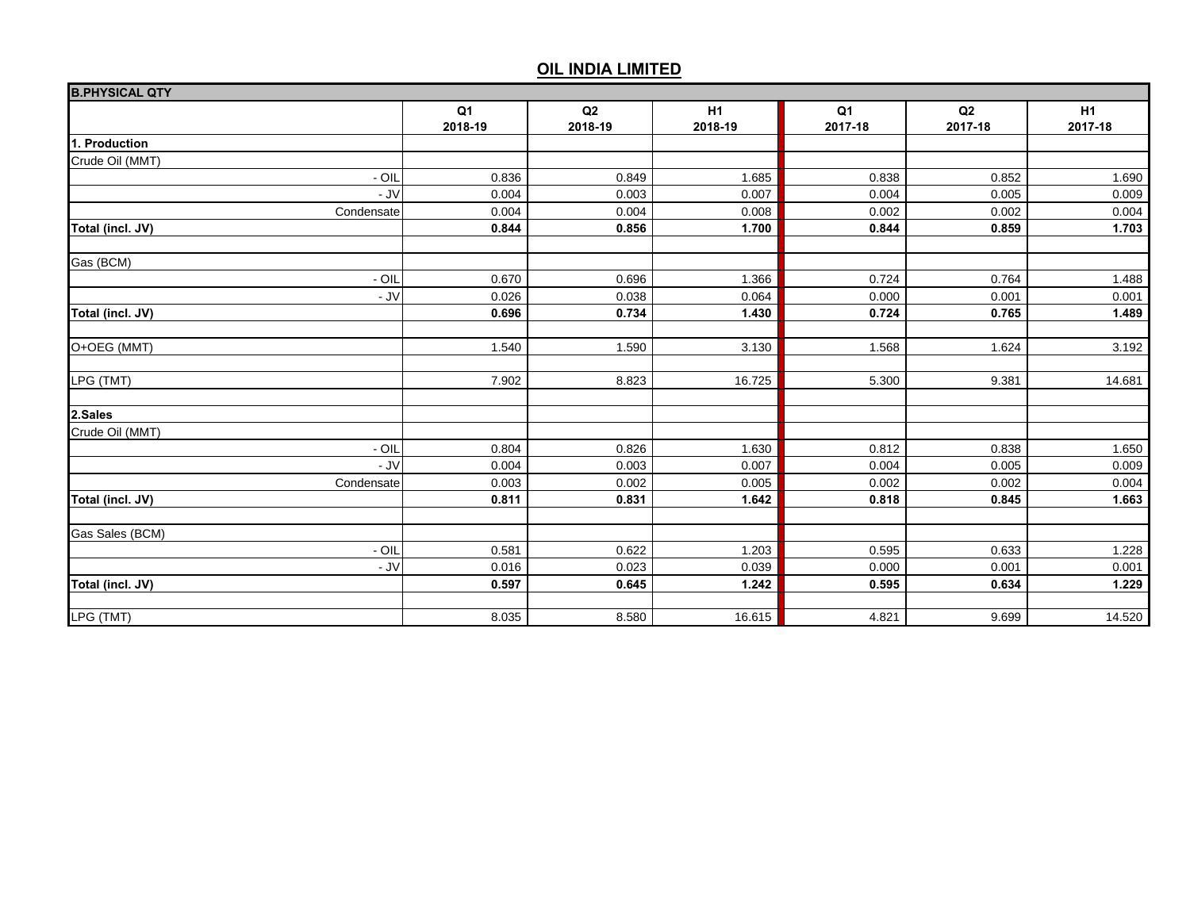## OIL INDIA LIMITED

| B.PHYSICAL QTY | Q1 2018-19 | Q2 2018-19 | H1 2018-19 | Q1 2017-18 | Q2 2017-18 | H1 2017-18 |
|---|---|---|---|---|---|---|
| **1. Production** | | | | | | |
| Crude Oil (MMT) | | | | | | |
| - OIL | 0.836 | 0.849 | 1.685 | 0.838 | 0.852 | 1.690 |
| - JV | 0.004 | 0.003 | 0.007 | 0.004 | 0.005 | 0.009 |
| Condensate | 0.004 | 0.004 | 0.008 | 0.002 | 0.002 | 0.004 |
| **Total (incl. JV)** | **0.844** | **0.856** | **1.700** | **0.844** | **0.859** | **1.703** |
| | | | | | | |
| Gas (BCM) | | | | | | |
| - OIL | 0.670 | 0.696 | 1.366 | 0.724 | 0.764 | 1.488 |
| - JV | 0.026 | 0.038 | 0.064 | 0.000 | 0.001 | 0.001 |
| **Total (incl. JV)** | **0.696** | **0.734** | **1.430** | **0.724** | **0.765** | **1.489** |
| | | | | | | |
| O+OEG (MMT) | 1.540 | 1.590 | 3.130 | 1.568 | 1.624 | 3.192 |
| | | | | | | |
| LPG (TMT) | 7.902 | 8.823 | 16.725 | 5.300 | 9.381 | 14.681 |
| | | | | | | |
| **2.Sales** | | | | | | |
| Crude Oil (MMT) | | | | | | |
| - OIL | 0.804 | 0.826 | 1.630 | 0.812 | 0.838 | 1.650 |
| - JV | 0.004 | 0.003 | 0.007 | 0.004 | 0.005 | 0.009 |
| Condensate | 0.003 | 0.002 | 0.005 | 0.002 | 0.002 | 0.004 |
| **Total (incl. JV)** | **0.811** | **0.831** | **1.642** | **0.818** | **0.845** | **1.663** |
| | | | | | | |
| Gas Sales (BCM) | | | | | | |
| - OIL | 0.581 | 0.622 | 1.203 | 0.595 | 0.633 | 1.228 |
| - JV | 0.016 | 0.023 | 0.039 | 0.000 | 0.001 | 0.001 |
| **Total (incl. JV)** | **0.597** | **0.645** | **1.242** | **0.595** | **0.634** | **1.229** |
| | | | | | | |
| LPG (TMT) | 8.035 | 8.580 | 16.615 | 4.821 | 9.699 | 14.520 |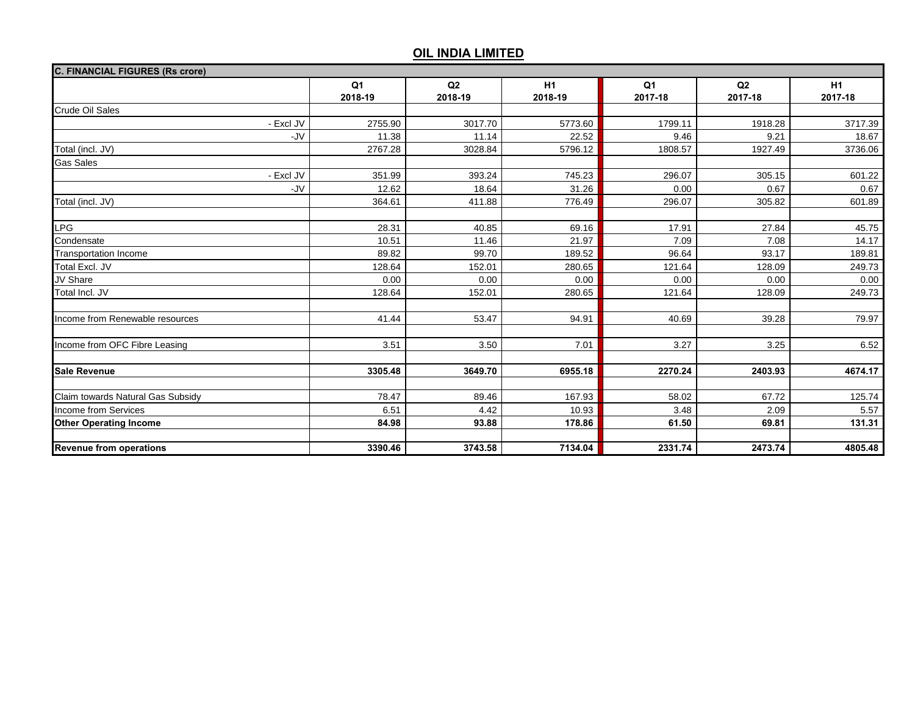## OIL INDIA LIMITED

| C. FINANCIAL FIGURES (Rs crore) | Q1 2018-19 | Q2 2018-19 | H1 2018-19 | Q1 2017-18 | Q2 2017-18 | H1 2017-18 |
|---|---|---|---|---|---|---|
| Crude Oil Sales | | | | | | |
| - Excl JV | 2755.90 | 3017.70 | 5773.60 | 1799.11 | 1918.28 | 3717.39 |
| -JV | 11.38 | 11.14 | 22.52 | 9.46 | 9.21 | 18.67 |
| Total (incl. JV) | 2767.28 | 3028.84 | 5796.12 | 1808.57 | 1927.49 | 3736.06 |
| Gas Sales | | | | | | |
| - Excl JV | 351.99 | 393.24 | 745.23 | 296.07 | 305.15 | 601.22 |
| -JV | 12.62 | 18.64 | 31.26 | 0.00 | 0.67 | 0.67 |
| Total (incl. JV) | 364.61 | 411.88 | 776.49 | 296.07 | 305.82 | 601.89 |
| | | | | | | |
| LPG | 28.31 | 40.85 | 69.16 | 17.91 | 27.84 | 45.75 |
| Condensate | 10.51 | 11.46 | 21.97 | 7.09 | 7.08 | 14.17 |
| Transportation Income | 89.82 | 99.70 | 189.52 | 96.64 | 93.17 | 189.81 |
| Total Excl. JV | 128.64 | 152.01 | 280.65 | 121.64 | 128.09 | 249.73 |
| JV Share | 0.00 | 0.00 | 0.00 | 0.00 | 0.00 | 0.00 |
| Total Incl. JV | 128.64 | 152.01 | 280.65 | 121.64 | 128.09 | 249.73 |
| | | | | | | |
| Income from Renewable resources | 41.44 | 53.47 | 94.91 | 40.69 | 39.28 | 79.97 |
| | | | | | | |
| Income from OFC Fibre Leasing | 3.51 | 3.50 | 7.01 | 3.27 | 3.25 | 6.52 |
| | | | | | | |
| **Sale Revenue** | **3305.48** | **3649.70** | **6955.18** | **2270.24** | **2403.93** | **4674.17** |
| | | | | | | |
| Claim towards Natural Gas Subsidy | 78.47 | 89.46 | 167.93 | 58.02 | 67.72 | 125.74 |
| Income from Services | 6.51 | 4.42 | 10.93 | 3.48 | 2.09 | 5.57 |
| **Other Operating Income** | **84.98** | **93.88** | **178.86** | **61.50** | **69.81** | **131.31** |
| | | | | | | |
| **Revenue from operations** | **3390.46** | **3743.58** | **7134.04** | **2331.74** | **2473.74** | **4805.48** |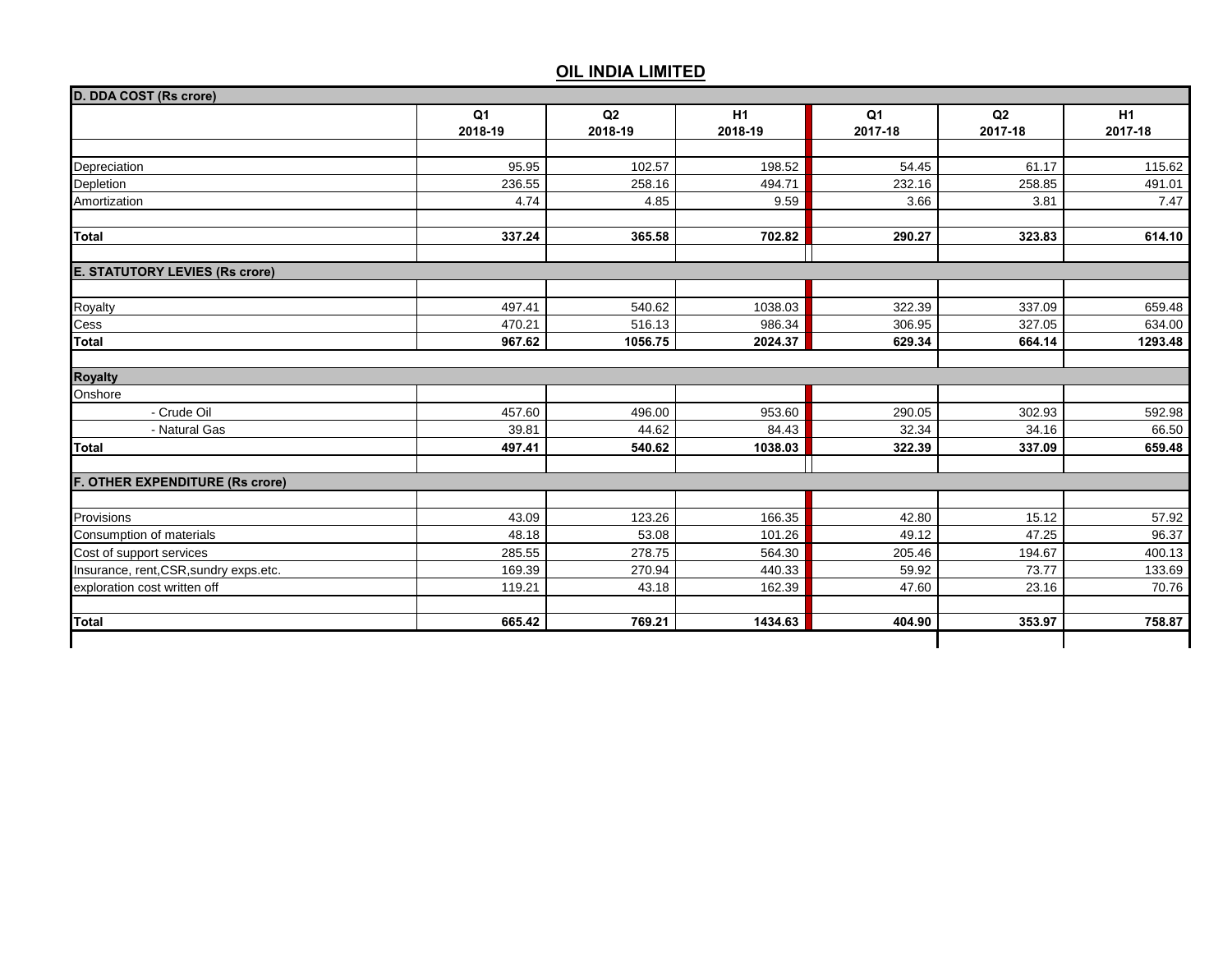# OIL INDIA LIMITED

| D. DDA COST (Rs crore) | Q1 2018-19 | Q2 2018-19 | H1 2018-19 | Q1 2017-18 | Q2 2017-18 | H1 2017-18 |
|---|---|---|---|---|---|---|
| Depreciation | 95.95 | 102.57 | 198.52 | 54.45 | 61.17 | 115.62 |
| Depletion | 236.55 | 258.16 | 494.71 | 232.16 | 258.85 | 491.01 |
| Amortization | 4.74 | 4.85 | 9.59 | 3.66 | 3.81 | 7.47 |
| **Total** | **337.24** | **365.58** | **702.82** | **290.27** | **323.83** | **614.10** |

| E. STATUTORY LEVIES (Rs crore) | Q1 2018-19 | Q2 2018-19 | H1 2018-19 | Q1 2017-18 | Q2 2017-18 | H1 2017-18 |
|---|---|---|---|---|---|---|
| Royalty | 497.41 | 540.62 | 1038.03 | 322.39 | 337.09 | 659.48 |
| Cess | 470.21 | 516.13 | 986.34 | 306.95 | 327.05 | 634.00 |
| **Total** | **967.62** | **1056.75** | **2024.37** | **629.34** | **664.14** | **1293.48** |

| Royalty | Q1 2018-19 | Q2 2018-19 | H1 2018-19 | Q1 2017-18 | Q2 2017-18 | H1 2017-18 |
|---|---|---|---|---|---|---|
| Onshore | | | | | | |
| - Crude Oil | 457.60 | 496.00 | 953.60 | 290.05 | 302.93 | 592.98 |
| - Natural Gas | 39.81 | 44.62 | 84.43 | 32.34 | 34.16 | 66.50 |
| **Total** | **497.41** | **540.62** | **1038.03** | **322.39** | **337.09** | **659.48** |

| F. OTHER EXPENDITURE (Rs crore) | Q1 2018-19 | Q2 2018-19 | H1 2018-19 | Q1 2017-18 | Q2 2017-18 | H1 2017-18 |
|---|---|---|---|---|---|---|
| Provisions | 43.09 | 123.26 | 166.35 | 42.80 | 15.12 | 57.92 |
| Consumption of materials | 48.18 | 53.08 | 101.26 | 49.12 | 47.25 | 96.37 |
| Cost of support services | 285.55 | 278.75 | 564.30 | 205.46 | 194.67 | 400.13 |
| Insurance, rent,CSR,sundry exps.etc. | 169.39 | 270.94 | 440.33 | 59.92 | 73.77 | 133.69 |
| exploration cost written off | 119.21 | 43.18 | 162.39 | 47.60 | 23.16 | 70.76 |
| **Total** | **665.42** | **769.21** | **1434.63** | **404.90** | **353.97** | **758.87** |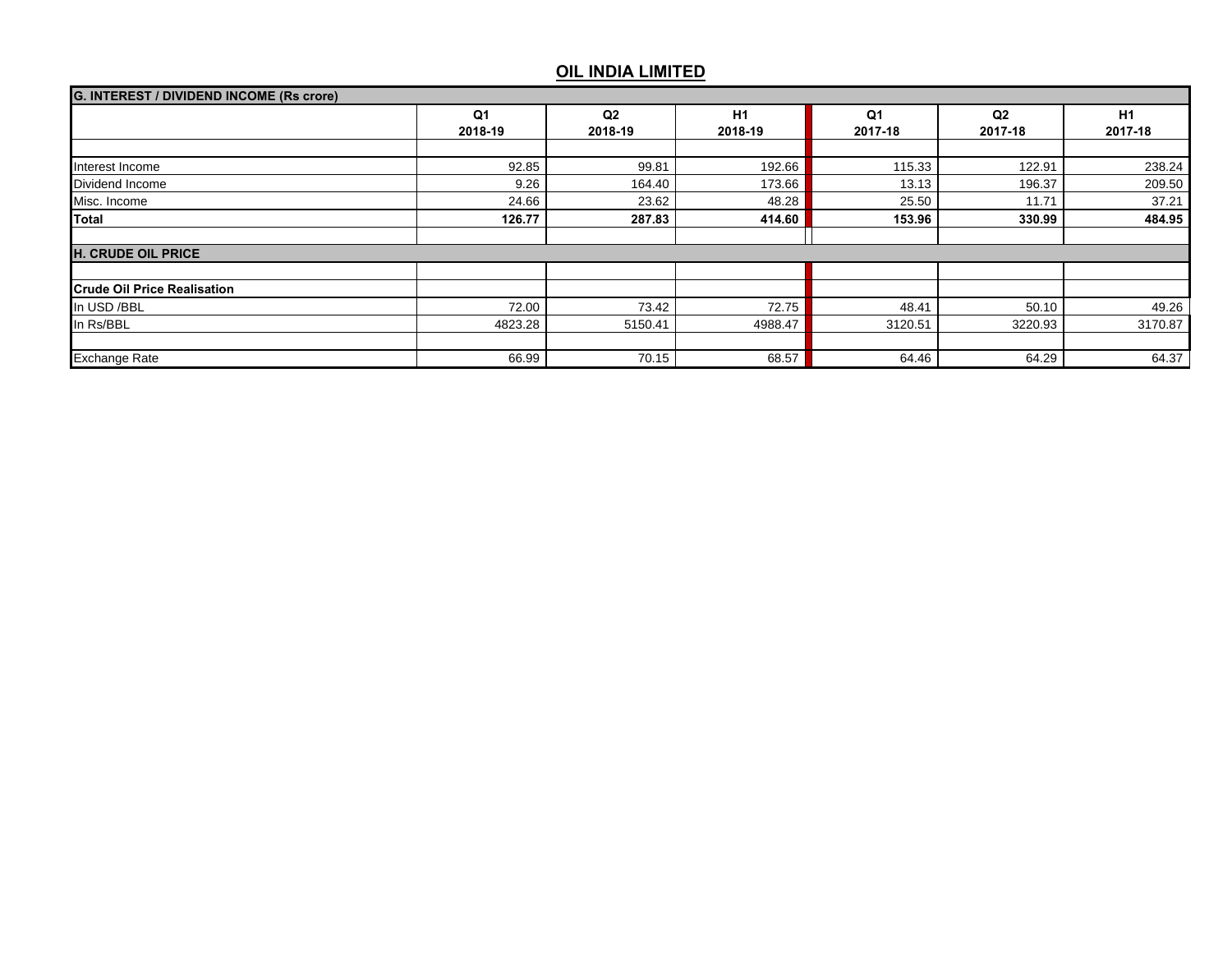## OIL INDIA LIMITED

| G. INTEREST / DIVIDEND INCOME (Rs crore) | Q1 2018-19 | Q2 2018-19 | H1 2018-19 | Q1 2017-18 | Q2 2017-18 | H1 2017-18 |
|---|---|---|---|---|---|---|
| | | | | | | |
| Interest Income | 92.85 | 99.81 | 192.66 | 115.33 | 122.91 | 238.24 |
| Dividend Income | 9.26 | 164.40 | 173.66 | 13.13 | 196.37 | 209.50 |
| Misc. Income | 24.66 | 23.62 | 48.28 | 25.50 | 11.71 | 37.21 |
| **Total** | **126.77** | **287.83** | **414.60** | **153.96** | **330.99** | **484.95** |
| | | | | | | |
| **H. CRUDE OIL PRICE** | | | | | | |
| | | | | | | |
| **Crude Oil Price Realisation** | | | | | | |
| In USD /BBL | 72.00 | 73.42 | 72.75 | 48.41 | 50.10 | 49.26 |
| In Rs/BBL | 4823.28 | 5150.41 | 4988.47 | 3120.51 | 3220.93 | 3170.87 |
| | | | | | | |
| Exchange Rate | 66.99 | 70.15 | 68.57 | 64.46 | 64.29 | 64.37 |